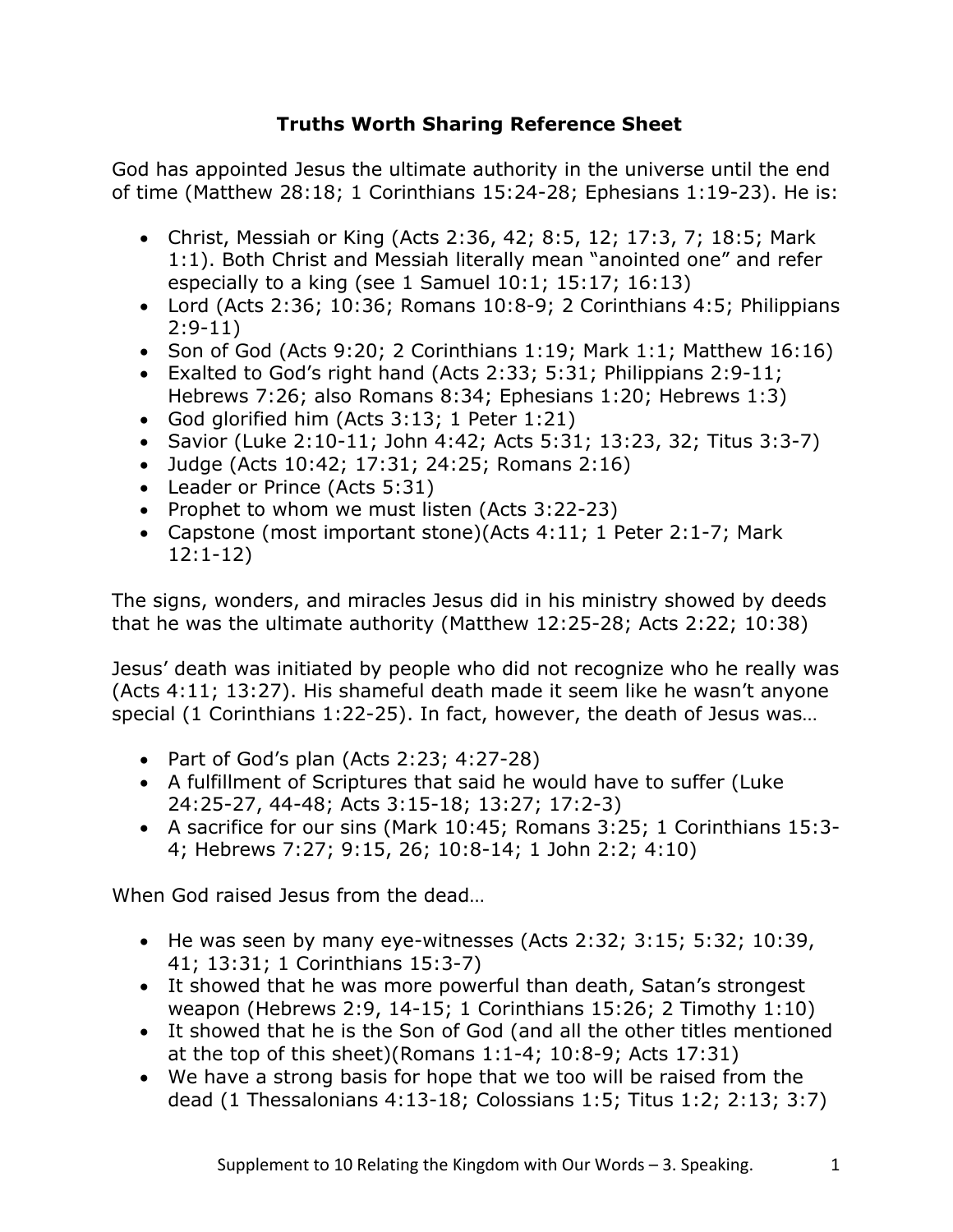# Truths Worth Sharing Reference Sheet

God has appointed Jesus the ultimate authority in the universe until the end of time (Matthew 28:18; 1 Corinthians 15:24-28; Ephesians 1:19-23). He is:

- Christ, Messiah or King (Acts 2:36, 42; 8:5, 12; 17:3, 7; 18:5; Mark 1:1). Both Christ and Messiah literally mean "anointed one" and refer especially to a king (see 1 Samuel 10:1; 15:17; 16:13)
- Lord (Acts 2:36; 10:36; Romans 10:8-9; 2 Corinthians 4:5; Philippians 2:9-11)
- Son of God (Acts 9:20; 2 Corinthians 1:19; Mark 1:1; Matthew 16:16)
- Exalted to God's right hand (Acts 2:33; 5:31; Philippians 2:9-11; Hebrews 7:26; also Romans 8:34; Ephesians 1:20; Hebrews 1:3)
- God glorified him (Acts 3:13; 1 Peter 1:21)
- Savior (Luke 2:10-11; John 4:42; Acts 5:31; 13:23, 32; Titus 3:3-7)
- Judge (Acts 10:42; 17:31; 24:25; Romans 2:16)
- Leader or Prince (Acts 5:31)
- Prophet to whom we must listen (Acts 3:22-23)
- Capstone (most important stone)(Acts 4:11; 1 Peter 2:1-7; Mark 12:1-12)

The signs, wonders, and miracles Jesus did in his ministry showed by deeds that he was the ultimate authority (Matthew 12:25-28; Acts 2:22; 10:38)

Jesus' death was initiated by people who did not recognize who he really was (Acts 4:11; 13:27). His shameful death made it seem like he wasn't anyone special (1 Corinthians 1:22-25). In fact, however, the death of Jesus was…

- Part of God's plan (Acts 2:23; 4:27-28)
- A fulfillment of Scriptures that said he would have to suffer (Luke 24:25-27, 44-48; Acts 3:15-18; 13:27; 17:2-3)
- A sacrifice for our sins (Mark 10:45; Romans 3:25; 1 Corinthians 15:3-4; Hebrews 7:27; 9:15, 26; 10:8-14; 1 John 2:2; 4:10)

When God raised Jesus from the dead…

- He was seen by many eye-witnesses (Acts 2:32; 3:15; 5:32; 10:39, 41; 13:31; 1 Corinthians 15:3-7)
- It showed that he was more powerful than death, Satan's strongest weapon (Hebrews 2:9, 14-15; 1 Corinthians 15:26; 2 Timothy 1:10)
- It showed that he is the Son of God (and all the other titles mentioned at the top of this sheet)(Romans 1:1-4; 10:8-9; Acts 17:31)
- We have a strong basis for hope that we too will be raised from the dead (1 Thessalonians 4:13-18; Colossians 1:5; Titus 1:2; 2:13; 3:7)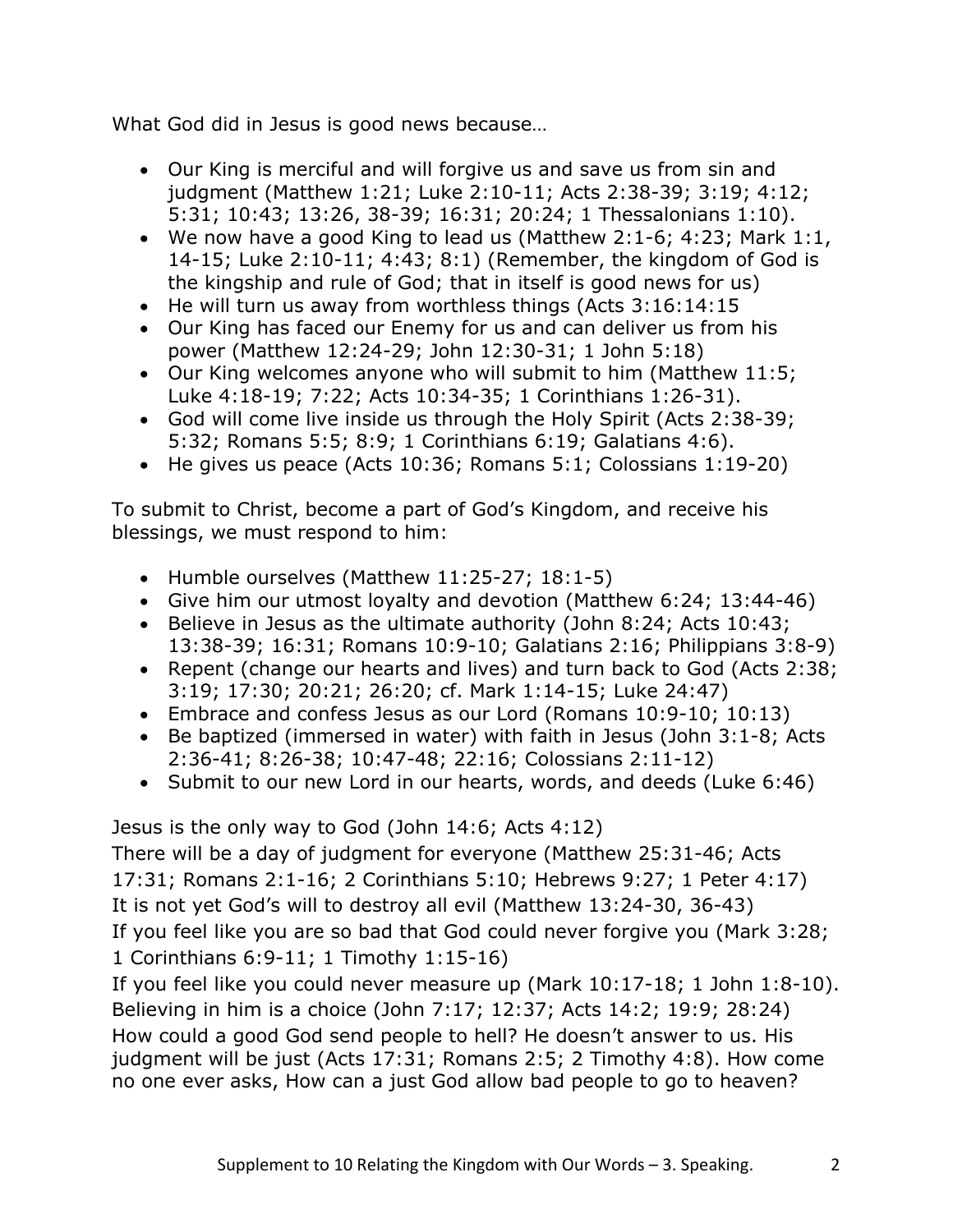What God did in Jesus is good news because…

- Our King is merciful and will forgive us and save us from sin and judgment (Matthew 1:21; Luke 2:10-11; Acts 2:38-39; 3:19; 4:12; 5:31; 10:43; 13:26, 38-39; 16:31; 20:24; 1 Thessalonians 1:10).
- We now have a good King to lead us (Matthew 2:1-6; 4:23; Mark 1:1, 14-15; Luke 2:10-11; 4:43; 8:1) (Remember, the kingdom of God is the kingship and rule of God; that in itself is good news for us)
- He will turn us away from worthless things (Acts 3:16:14:15
- Our King has faced our Enemy for us and can deliver us from his power (Matthew 12:24-29; John 12:30-31; 1 John 5:18)
- Our King welcomes anyone who will submit to him (Matthew 11:5; Luke 4:18-19; 7:22; Acts 10:34-35; 1 Corinthians 1:26-31).
- God will come live inside us through the Holy Spirit (Acts 2:38-39; 5:32; Romans 5:5; 8:9; 1 Corinthians 6:19; Galatians 4:6).
- He gives us peace (Acts 10:36; Romans 5:1; Colossians 1:19-20)

To submit to Christ, become a part of God's Kingdom, and receive his blessings, we must respond to him:

- Humble ourselves (Matthew 11:25-27; 18:1-5)
- Give him our utmost loyalty and devotion (Matthew 6:24; 13:44-46)
- Believe in Jesus as the ultimate authority (John 8:24; Acts 10:43; 13:38-39; 16:31; Romans 10:9-10; Galatians 2:16; Philippians 3:8-9)
- Repent (change our hearts and lives) and turn back to God (Acts 2:38; 3:19; 17:30; 20:21; 26:20; cf. Mark 1:14-15; Luke 24:47)
- Embrace and confess Jesus as our Lord (Romans 10:9-10; 10:13)
- Be baptized (immersed in water) with faith in Jesus (John 3:1-8; Acts 2:36-41; 8:26-38; 10:47-48; 22:16; Colossians 2:11-12)
- Submit to our new Lord in our hearts, words, and deeds (Luke 6:46)

Jesus is the only way to God (John 14:6; Acts 4:12)
There will be a day of judgment for everyone (Matthew 25:31-46; Acts 17:31; Romans 2:1-16; 2 Corinthians 5:10; Hebrews 9:27; 1 Peter 4:17)
It is not yet God's will to destroy all evil (Matthew 13:24-30, 36-43)
If you feel like you are so bad that God could never forgive you (Mark 3:28; 1 Corinthians 6:9-11; 1 Timothy 1:15-16)
If you feel like you could never measure up (Mark 10:17-18; 1 John 1:8-10).
Believing in him is a choice (John 7:17; 12:37; Acts 14:2; 19:9; 28:24)
How could a good God send people to hell? He doesn't answer to us. His judgment will be just (Acts 17:31; Romans 2:5; 2 Timothy 4:8). How come no one ever asks, How can a just God allow bad people to go to heaven?